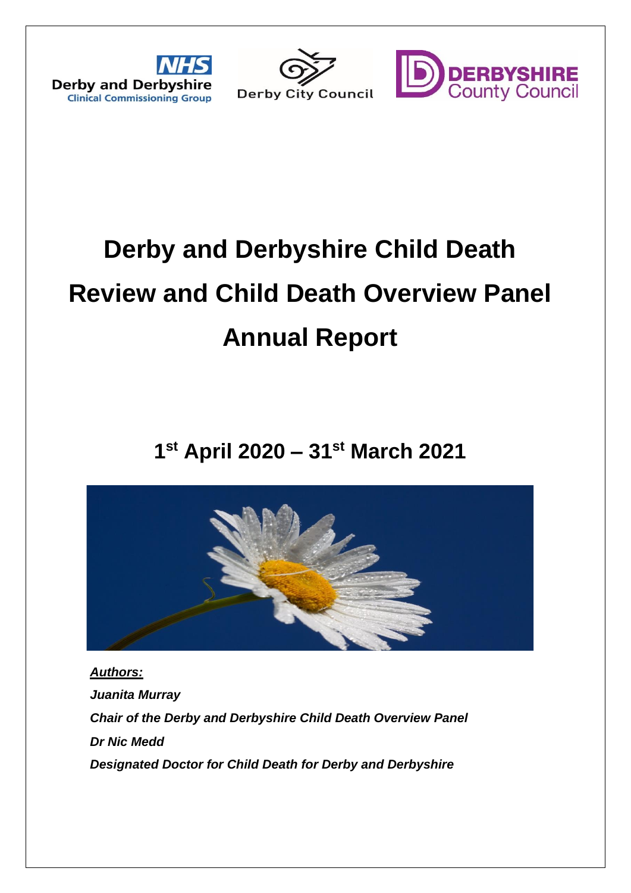# Derby and Derbyshire Child Death Review and Child Death Overview Panel Annual Report

## 1st April 2020 – 31st March 2021

***Authors:***

***Juanita Murray***

***Chair of the Derby and Derbyshire Child Death Overview Panel***

***Dr Nic Medd***

***Designated Doctor for Child Death for Derby and Derbyshire***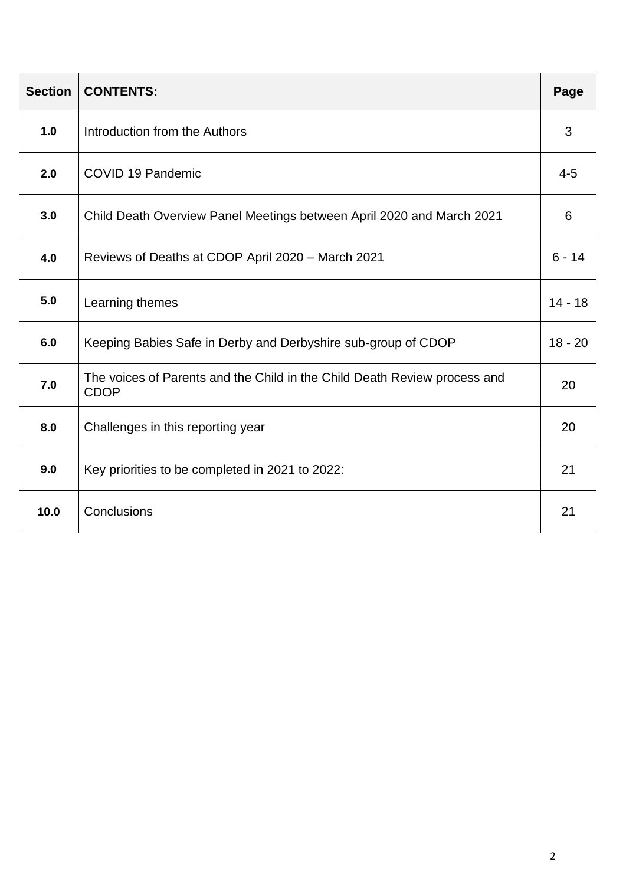| Section | CONTENTS: | Page |
|---|---|---|
| 1.0 | Introduction from the Authors | 3 |
| 2.0 | COVID 19 Pandemic | 4-5 |
| 3.0 | Child Death Overview Panel Meetings between April 2020 and March 2021 | 6 |
| 4.0 | Reviews of Deaths at CDOP April 2020 – March 2021 | 6 - 14 |
| 5.0 | Learning themes | 14 - 18 |
| 6.0 | Keeping Babies Safe in Derby and Derbyshire sub-group of CDOP | 18 - 20 |
| 7.0 | The voices of Parents and the Child in the Child Death Review process and CDOP | 20 |
| 8.0 | Challenges in this reporting year | 20 |
| 9.0 | Key priorities to be completed in 2021 to 2022: | 21 |
| 10.0 | Conclusions | 21 |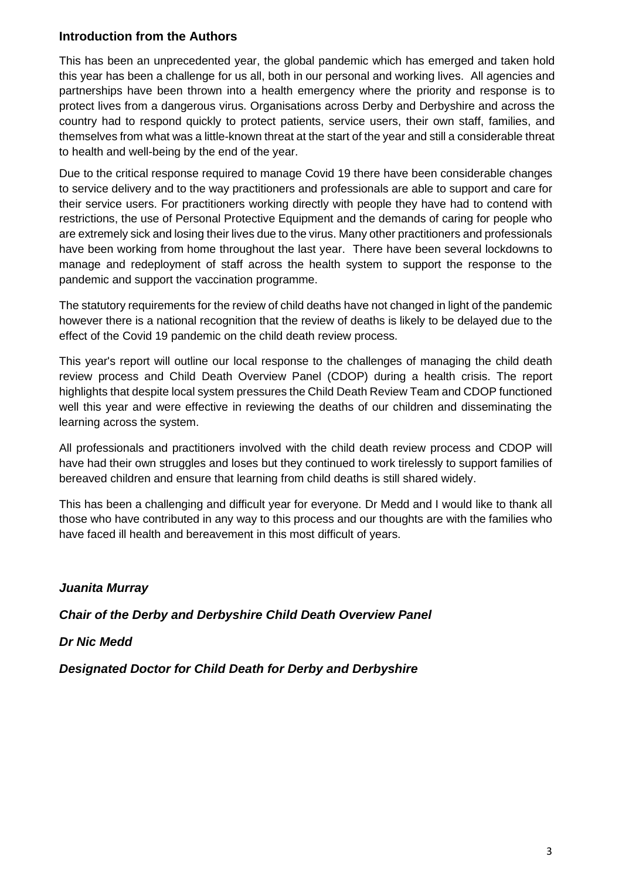## Introduction from the Authors

This has been an unprecedented year, the global pandemic which has emerged and taken hold this year has been a challenge for us all, both in our personal and working lives. All agencies and partnerships have been thrown into a health emergency where the priority and response is to protect lives from a dangerous virus. Organisations across Derby and Derbyshire and across the country had to respond quickly to protect patients, service users, their own staff, families, and themselves from what was a little-known threat at the start of the year and still a considerable threat to health and well-being by the end of the year.

Due to the critical response required to manage Covid 19 there have been considerable changes to service delivery and to the way practitioners and professionals are able to support and care for their service users. For practitioners working directly with people they have had to contend with restrictions, the use of Personal Protective Equipment and the demands of caring for people who are extremely sick and losing their lives due to the virus. Many other practitioners and professionals have been working from home throughout the last year. There have been several lockdowns to manage and redeployment of staff across the health system to support the response to the pandemic and support the vaccination programme.

The statutory requirements for the review of child deaths have not changed in light of the pandemic however there is a national recognition that the review of deaths is likely to be delayed due to the effect of the Covid 19 pandemic on the child death review process.

This year's report will outline our local response to the challenges of managing the child death review process and Child Death Overview Panel (CDOP) during a health crisis. The report highlights that despite local system pressures the Child Death Review Team and CDOP functioned well this year and were effective in reviewing the deaths of our children and disseminating the learning across the system.

All professionals and practitioners involved with the child death review process and CDOP will have had their own struggles and loses but they continued to work tirelessly to support families of bereaved children and ensure that learning from child deaths is still shared widely.

This has been a challenging and difficult year for everyone. Dr Medd and I would like to thank all those who have contributed in any way to this process and our thoughts are with the families who have faced ill health and bereavement in this most difficult of years.

***Juanita Murray***

***Chair of the Derby and Derbyshire Child Death Overview Panel***

***Dr Nic Medd***

***Designated Doctor for Child Death for Derby and Derbyshire***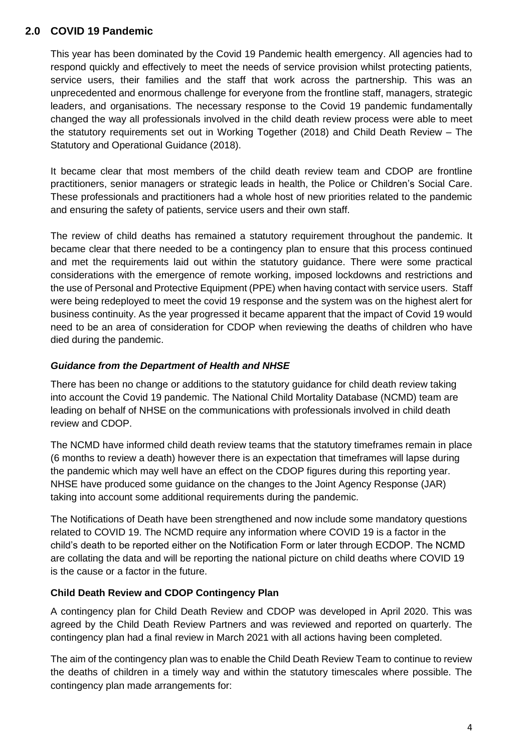## 2.0 COVID 19 Pandemic

This year has been dominated by the Covid 19 Pandemic health emergency. All agencies had to respond quickly and effectively to meet the needs of service provision whilst protecting patients, service users, their families and the staff that work across the partnership. This was an unprecedented and enormous challenge for everyone from the frontline staff, managers, strategic leaders, and organisations. The necessary response to the Covid 19 pandemic fundamentally changed the way all professionals involved in the child death review process were able to meet the statutory requirements set out in Working Together (2018) and Child Death Review – The Statutory and Operational Guidance (2018).

It became clear that most members of the child death review team and CDOP are frontline practitioners, senior managers or strategic leads in health, the Police or Children's Social Care. These professionals and practitioners had a whole host of new priorities related to the pandemic and ensuring the safety of patients, service users and their own staff.

The review of child deaths has remained a statutory requirement throughout the pandemic. It became clear that there needed to be a contingency plan to ensure that this process continued and met the requirements laid out within the statutory guidance. There were some practical considerations with the emergence of remote working, imposed lockdowns and restrictions and the use of Personal and Protective Equipment (PPE) when having contact with service users. Staff were being redeployed to meet the covid 19 response and the system was on the highest alert for business continuity. As the year progressed it became apparent that the impact of Covid 19 would need to be an area of consideration for CDOP when reviewing the deaths of children who have died during the pandemic.

### *Guidance from the Department of Health and NHSE*

There has been no change or additions to the statutory guidance for child death review taking into account the Covid 19 pandemic. The National Child Mortality Database (NCMD) team are leading on behalf of NHSE on the communications with professionals involved in child death review and CDOP.

The NCMD have informed child death review teams that the statutory timeframes remain in place (6 months to review a death) however there is an expectation that timeframes will lapse during the pandemic which may well have an effect on the CDOP figures during this reporting year. NHSE have produced some guidance on the changes to the Joint Agency Response (JAR) taking into account some additional requirements during the pandemic.

The Notifications of Death have been strengthened and now include some mandatory questions related to COVID 19. The NCMD require any information where COVID 19 is a factor in the child's death to be reported either on the Notification Form or later through ECDOP. The NCMD are collating the data and will be reporting the national picture on child deaths where COVID 19 is the cause or a factor in the future.

### Child Death Review and CDOP Contingency Plan

A contingency plan for Child Death Review and CDOP was developed in April 2020. This was agreed by the Child Death Review Partners and was reviewed and reported on quarterly. The contingency plan had a final review in March 2021 with all actions having been completed.

The aim of the contingency plan was to enable the Child Death Review Team to continue to review the deaths of children in a timely way and within the statutory timescales where possible. The contingency plan made arrangements for: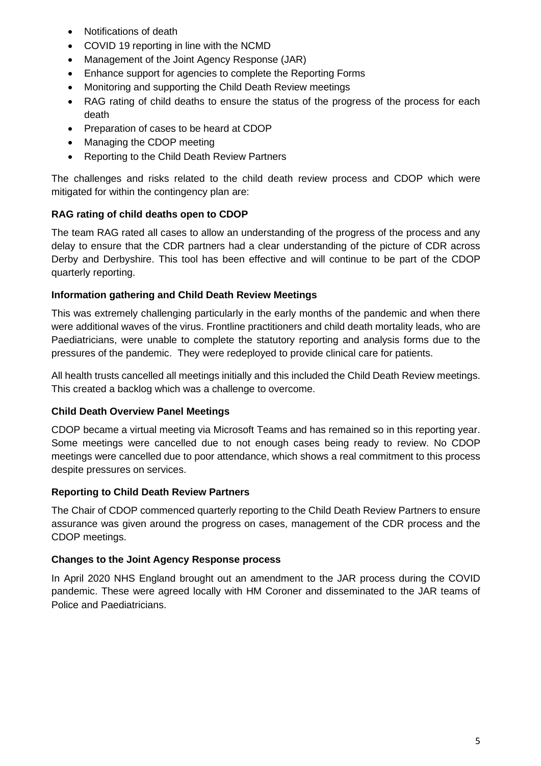- Notifications of death
- COVID 19 reporting in line with the NCMD
- Management of the Joint Agency Response (JAR)
- Enhance support for agencies to complete the Reporting Forms
- Monitoring and supporting the Child Death Review meetings
- RAG rating of child deaths to ensure the status of the progress of the process for each death
- Preparation of cases to be heard at CDOP
- Managing the CDOP meeting
- Reporting to the Child Death Review Partners

The challenges and risks related to the child death review process and CDOP which were mitigated for within the contingency plan are:

**RAG rating of child deaths open to CDOP**

The team RAG rated all cases to allow an understanding of the progress of the process and any delay to ensure that the CDR partners had a clear understanding of the picture of CDR across Derby and Derbyshire. This tool has been effective and will continue to be part of the CDOP quarterly reporting.

**Information gathering and Child Death Review Meetings**

This was extremely challenging particularly in the early months of the pandemic and when there were additional waves of the virus. Frontline practitioners and child death mortality leads, who are Paediatricians, were unable to complete the statutory reporting and analysis forms due to the pressures of the pandemic. They were redeployed to provide clinical care for patients.

All health trusts cancelled all meetings initially and this included the Child Death Review meetings. This created a backlog which was a challenge to overcome.

**Child Death Overview Panel Meetings**

CDOP became a virtual meeting via Microsoft Teams and has remained so in this reporting year. Some meetings were cancelled due to not enough cases being ready to review. No CDOP meetings were cancelled due to poor attendance, which shows a real commitment to this process despite pressures on services.

**Reporting to Child Death Review Partners**

The Chair of CDOP commenced quarterly reporting to the Child Death Review Partners to ensure assurance was given around the progress on cases, management of the CDR process and the CDOP meetings.

**Changes to the Joint Agency Response process**

In April 2020 NHS England brought out an amendment to the JAR process during the COVID pandemic. These were agreed locally with HM Coroner and disseminated to the JAR teams of Police and Paediatricians.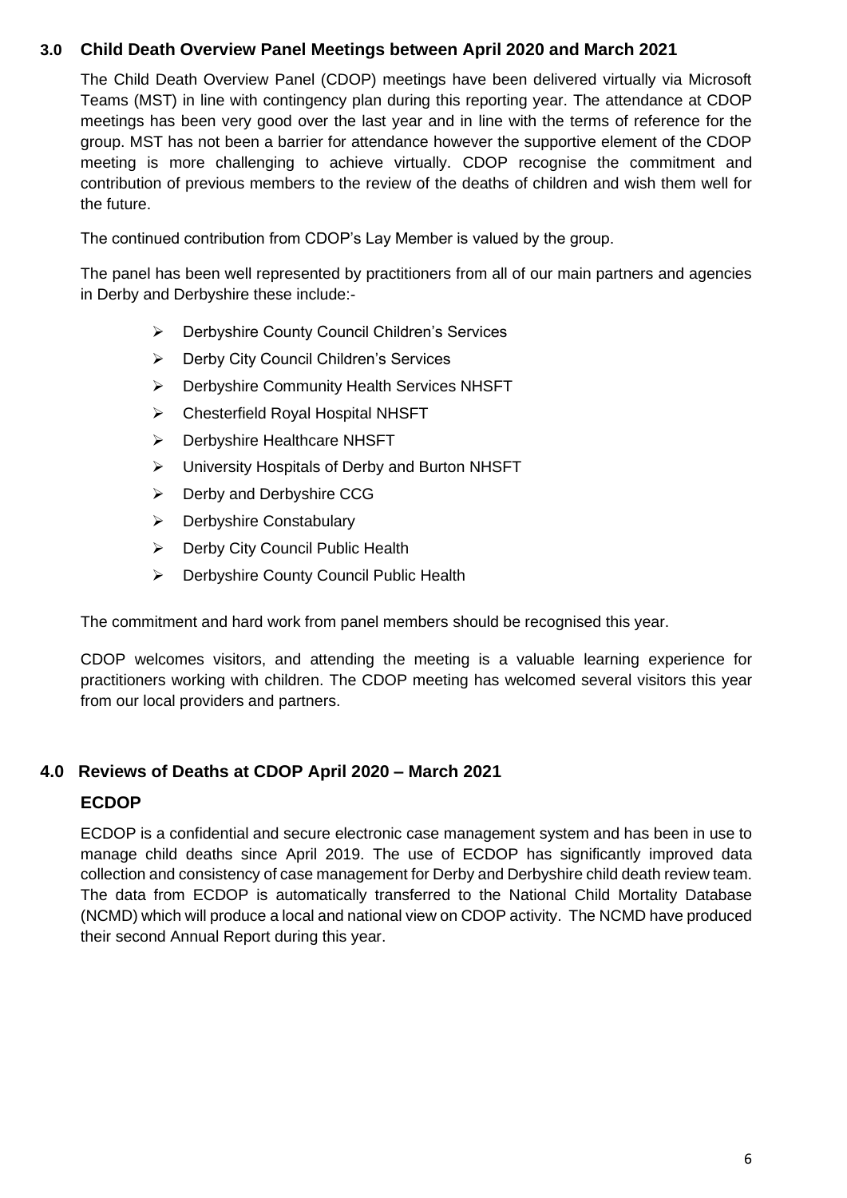## 3.0 Child Death Overview Panel Meetings between April 2020 and March 2021

The Child Death Overview Panel (CDOP) meetings have been delivered virtually via Microsoft Teams (MST) in line with contingency plan during this reporting year. The attendance at CDOP meetings has been very good over the last year and in line with the terms of reference for the group. MST has not been a barrier for attendance however the supportive element of the CDOP meeting is more challenging to achieve virtually. CDOP recognise the commitment and contribution of previous members to the review of the deaths of children and wish them well for the future.

The continued contribution from CDOP's Lay Member is valued by the group.

The panel has been well represented by practitioners from all of our main partners and agencies in Derby and Derbyshire these include:-

- Derbyshire County Council Children's Services
- Derby City Council Children's Services
- Derbyshire Community Health Services NHSFT
- Chesterfield Royal Hospital NHSFT
- Derbyshire Healthcare NHSFT
- University Hospitals of Derby and Burton NHSFT
- Derby and Derbyshire CCG
- Derbyshire Constabulary
- Derby City Council Public Health
- Derbyshire County Council Public Health

The commitment and hard work from panel members should be recognised this year.

CDOP welcomes visitors, and attending the meeting is a valuable learning experience for practitioners working with children. The CDOP meeting has welcomed several visitors this year from our local providers and partners.

## 4.0 Reviews of Deaths at CDOP April 2020 – March 2021

### ECDOP

ECDOP is a confidential and secure electronic case management system and has been in use to manage child deaths since April 2019. The use of ECDOP has significantly improved data collection and consistency of case management for Derby and Derbyshire child death review team. The data from ECDOP is automatically transferred to the National Child Mortality Database (NCMD) which will produce a local and national view on CDOP activity. The NCMD have produced their second Annual Report during this year.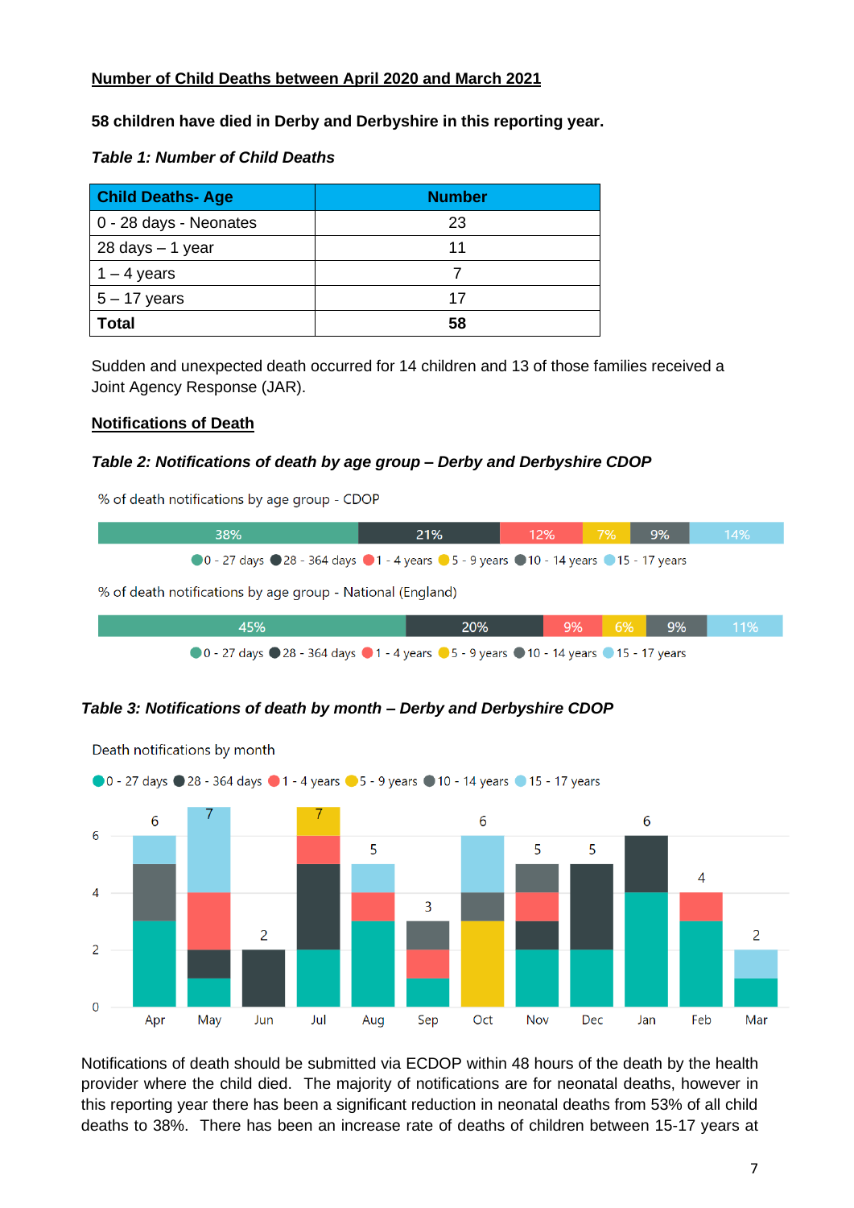**Number of Child Deaths between April 2020 and March 2021**

**58 children have died in Derby and Derbyshire in this reporting year.**

***Table 1: Number of Child Deaths***

| Child Deaths- Age | Number |
|---|---|
| 0 - 28 days - Neonates | 23 |
| 28 days – 1 year | 11 |
| 1 – 4 years | 7 |
| 5 – 17 years | 17 |
| **Total** | **58** |

Sudden and unexpected death occurred for 14 children and 13 of those families received a Joint Agency Response (JAR).

**Notifications of Death**

***Table 2: Notifications of death by age group – Derby and Derbyshire CDOP***

% of death notifications by age group - CDOP

| 0 - 27 days | 28 - 364 days | 1 - 4 years | 5 - 9 years | 10 - 14 years | 15 - 17 years |
|---|---|---|---|---|---|
| 38% | 21% | 12% | 7% | 9% | 14% |

% of death notifications by age group - National (England)

| 0 - 27 days | 28 - 364 days | 1 - 4 years | 5 - 9 years | 10 - 14 years | 15 - 17 years |
|---|---|---|---|---|---|
| 45% | 20% | 9% | 6% | 9% | 11% |

***Table 3: Notifications of death by month – Derby and Derbyshire CDOP***

Death notifications by month

| Month | Apr | May | Jun | Jul | Aug | Sep | Oct | Nov | Dec | Jan | Feb | Mar |
|---|---|---|---|---|---|---|---|---|---|---|---|---|
| Total | 6 | 7 | 2 | 7 | 5 | 3 | 6 | 5 | 5 | 6 | 4 | 2 |

Notifications of death should be submitted via ECDOP within 48 hours of the death by the health provider where the child died. The majority of notifications are for neonatal deaths, however in this reporting year there has been a significant reduction in neonatal deaths from 53% of all child deaths to 38%. There has been an increase rate of deaths of children between 15-17 years at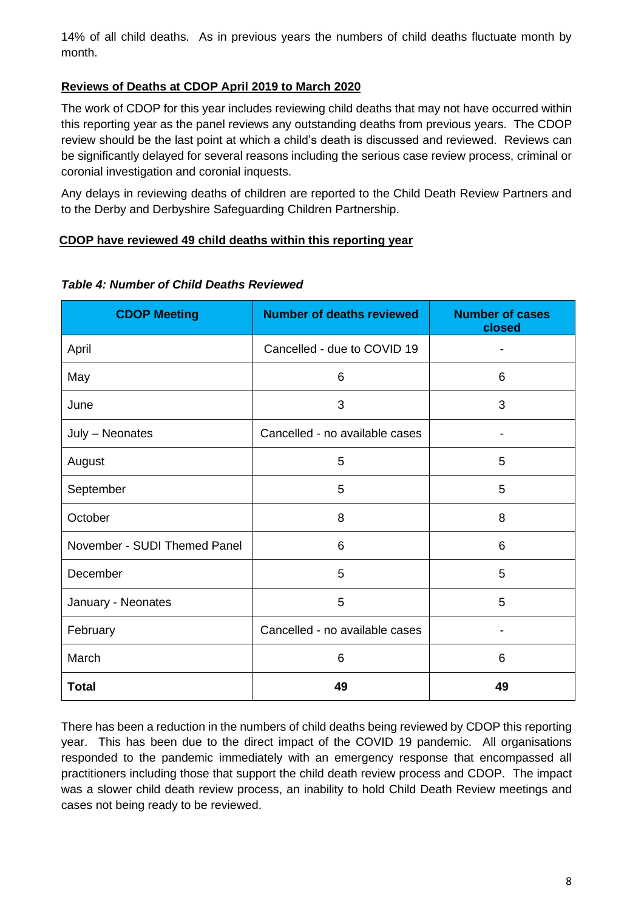14% of all child deaths. As in previous years the numbers of child deaths fluctuate month by month.

**Reviews of Deaths at CDOP April 2019 to March 2020**

The work of CDOP for this year includes reviewing child deaths that may not have occurred within this reporting year as the panel reviews any outstanding deaths from previous years. The CDOP review should be the last point at which a child's death is discussed and reviewed. Reviews can be significantly delayed for several reasons including the serious case review process, criminal or coronial investigation and coronial inquests.

Any delays in reviewing deaths of children are reported to the Child Death Review Partners and to the Derby and Derbyshire Safeguarding Children Partnership.

**CDOP have reviewed 49 child deaths within this reporting year**

***Table 4: Number of Child Deaths Reviewed***

| CDOP Meeting | Number of deaths reviewed | Number of cases closed |
|---|---|---|
| April | Cancelled - due to COVID 19 | - |
| May | 6 | 6 |
| June | 3 | 3 |
| July – Neonates | Cancelled - no available cases | - |
| August | 5 | 5 |
| September | 5 | 5 |
| October | 8 | 8 |
| November - SUDI Themed Panel | 6 | 6 |
| December | 5 | 5 |
| January - Neonates | 5 | 5 |
| February | Cancelled - no available cases | - |
| March | 6 | 6 |
| **Total** | **49** | **49** |

There has been a reduction in the numbers of child deaths being reviewed by CDOP this reporting year. This has been due to the direct impact of the COVID 19 pandemic. All organisations responded to the pandemic immediately with an emergency response that encompassed all practitioners including those that support the child death review process and CDOP. The impact was a slower child death review process, an inability to hold Child Death Review meetings and cases not being ready to be reviewed.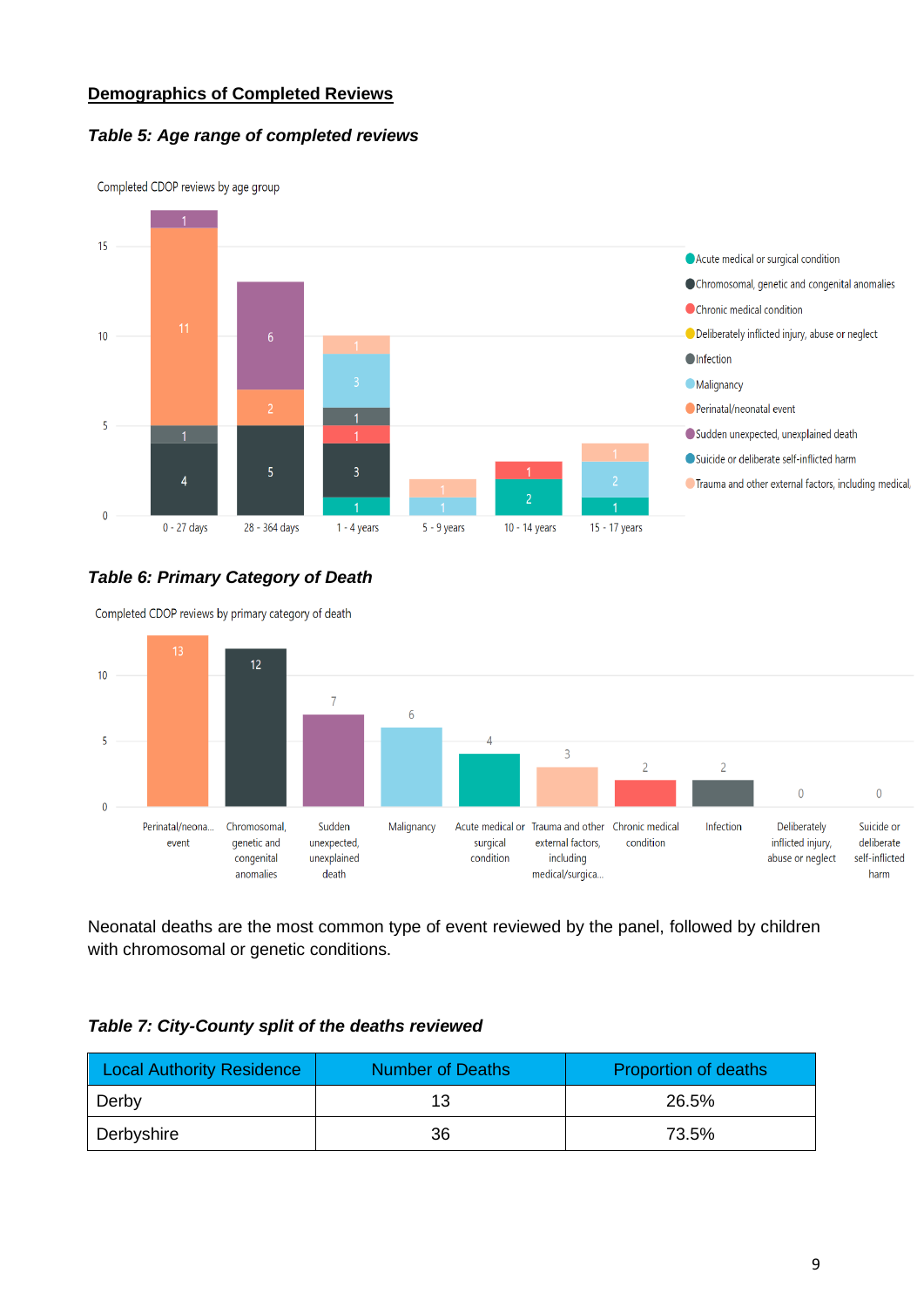## Demographics of Completed Reviews

### *Table 5: Age range of completed reviews*

Completed CDOP reviews by age group

| Age group | Acute medical or surgical condition | Chromosomal, genetic and congenital anomalies | Chronic medical condition | Infection | Malignancy | Perinatal/neonatal event | Sudden unexpected, unexplained death | Trauma and other external factors, including medical |
|---|---|---|---|---|---|---|---|---|
| 0 - 27 days | | 4 | | 1 | | 11 | 1 | |
| 28 - 364 days | | 5 | | | | 2 | 6 | |
| 1 - 4 years | 1 | 3 | 1 | 1 | 3 | | | 1 |
| 5 - 9 years | | | | | 1 | | | 1 |
| 10 - 14 years | 2 | | 1 | | | | | |
| 15 - 17 years | 1 | | | | 2 | | | 1 |

### *Table 6: Primary Category of Death*

Completed CDOP reviews by primary category of death

| Category | Number |
|---|---|
| Perinatal/neonatal event | 13 |
| Chromosomal, genetic and congenital anomalies | 12 |
| Sudden unexpected, unexplained death | 7 |
| Malignancy | 6 |
| Acute medical or surgical condition | 4 |
| Trauma and other external factors, including medical/surgica... | 3 |
| Chronic medical condition | 2 |
| Infection | 2 |
| Deliberately inflicted injury, abuse or neglect | 0 |
| Suicide or deliberate self-inflicted harm | 0 |

Neonatal deaths are the most common type of event reviewed by the panel, followed by children with chromosomal or genetic conditions.

### *Table 7: City-County split of the deaths reviewed*

| Local Authority Residence | Number of Deaths | Proportion of deaths |
|---|---|---|
| Derby | 13 | 26.5% |
| Derbyshire | 36 | 73.5% |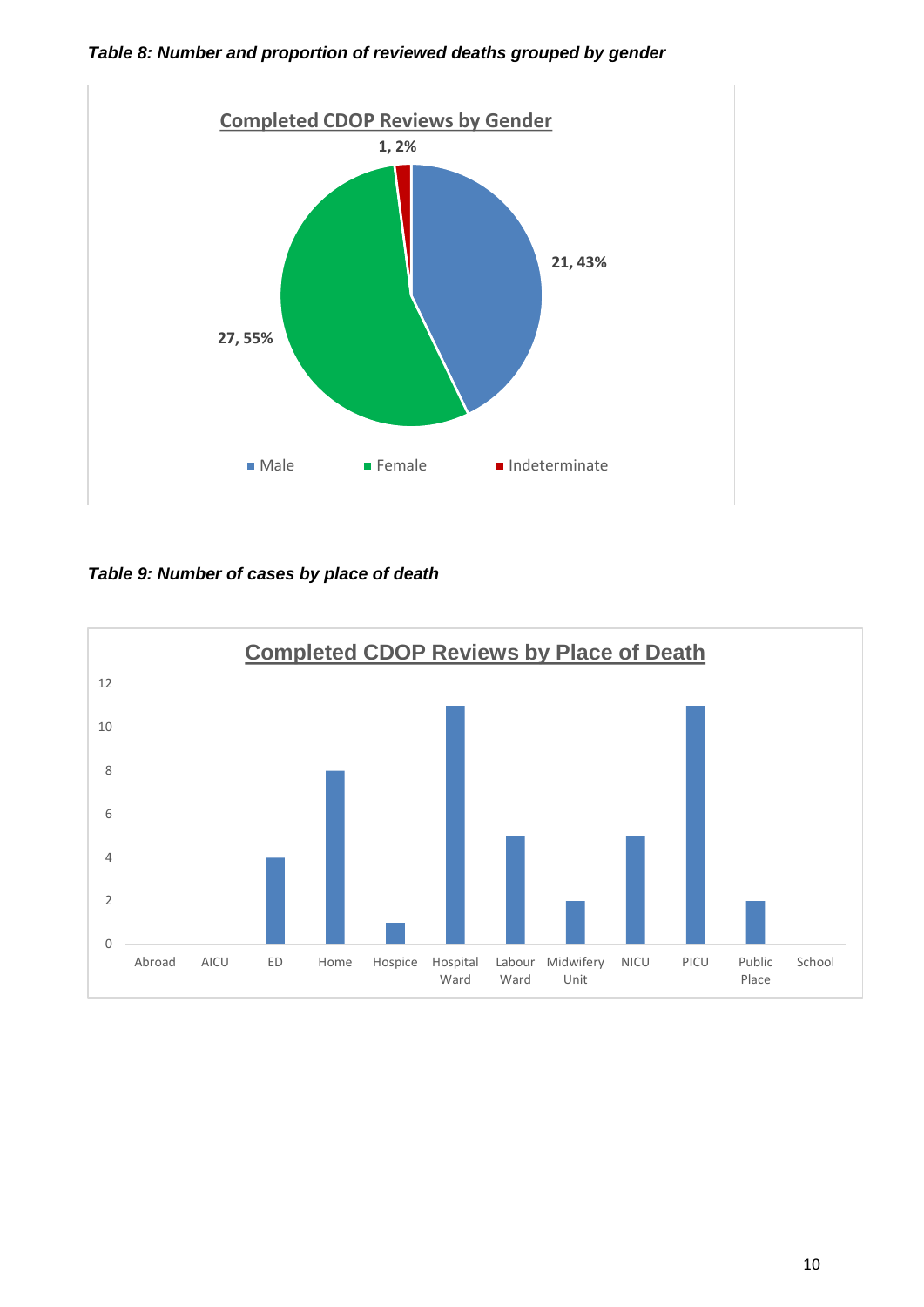***Table 8: Number and proportion of reviewed deaths grouped by gender***

**Completed CDOP Reviews by Gender**

| Gender | Number | Proportion |
|---|---|---|
| Male | 21 | 43% |
| Female | 27 | 55% |
| Indeterminate | 1 | 2% |

***Table 9: Number of cases by place of death***

**Completed CDOP Reviews by Place of Death**

| Place of Death | Number |
|---|---|
| Abroad | 0 |
| AICU | 0 |
| ED | 4 |
| Home | 8 |
| Hospice | 1 |
| Hospital Ward | 11 |
| Labour Ward | 5 |
| Midwifery Unit | 2 |
| NICU | 5 |
| PICU | 11 |
| Public Place | 2 |
| School | 0 |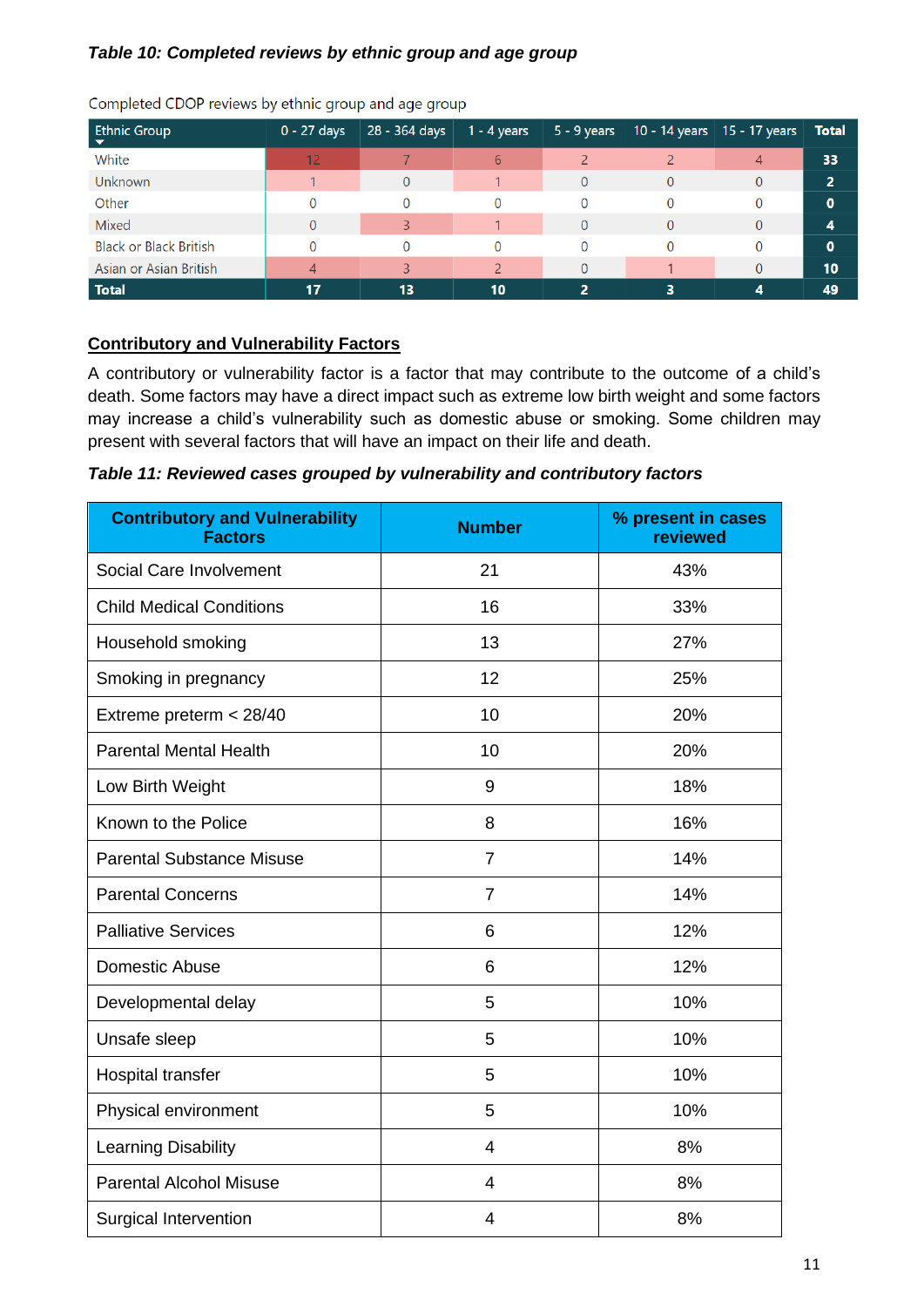***Table 10: Completed reviews by ethnic group and age group***

Completed CDOP reviews by ethnic group and age group

| Ethnic Group | 0 - 27 days | 28 - 364 days | 1 - 4 years | 5 - 9 years | 10 - 14 years | 15 - 17 years | Total |
|---|---|---|---|---|---|---|---|
| White | 12 | 7 | 6 | 2 | 2 | 4 | **33** |
| Unknown | 1 | 0 | 1 | 0 | 0 | 0 | **2** |
| Other | 0 | 0 | 0 | 0 | 0 | 0 | **0** |
| Mixed | 0 | 3 | 1 | 0 | 0 | 0 | **4** |
| Black or Black British | 0 | 0 | 0 | 0 | 0 | 0 | **0** |
| Asian or Asian British | 4 | 3 | 2 | 0 | 1 | 0 | **10** |
| **Total** | **17** | **13** | **10** | **2** | **3** | **4** | **49** |

## Contributory and Vulnerability Factors

A contributory or vulnerability factor is a factor that may contribute to the outcome of a child's death. Some factors may have a direct impact such as extreme low birth weight and some factors may increase a child's vulnerability such as domestic abuse or smoking. Some children may present with several factors that will have an impact on their life and death.

***Table 11: Reviewed cases grouped by vulnerability and contributory factors***

| Contributory and Vulnerability Factors | Number | % present in cases reviewed |
|---|---|---|
| Social Care Involvement | 21 | 43% |
| Child Medical Conditions | 16 | 33% |
| Household smoking | 13 | 27% |
| Smoking in pregnancy | 12 | 25% |
| Extreme preterm < 28/40 | 10 | 20% |
| Parental Mental Health | 10 | 20% |
| Low Birth Weight | 9 | 18% |
| Known to the Police | 8 | 16% |
| Parental Substance Misuse | 7 | 14% |
| Parental Concerns | 7 | 14% |
| Palliative Services | 6 | 12% |
| Domestic Abuse | 6 | 12% |
| Developmental delay | 5 | 10% |
| Unsafe sleep | 5 | 10% |
| Hospital transfer | 5 | 10% |
| Physical environment | 5 | 10% |
| Learning Disability | 4 | 8% |
| Parental Alcohol Misuse | 4 | 8% |
| Surgical Intervention | 4 | 8% |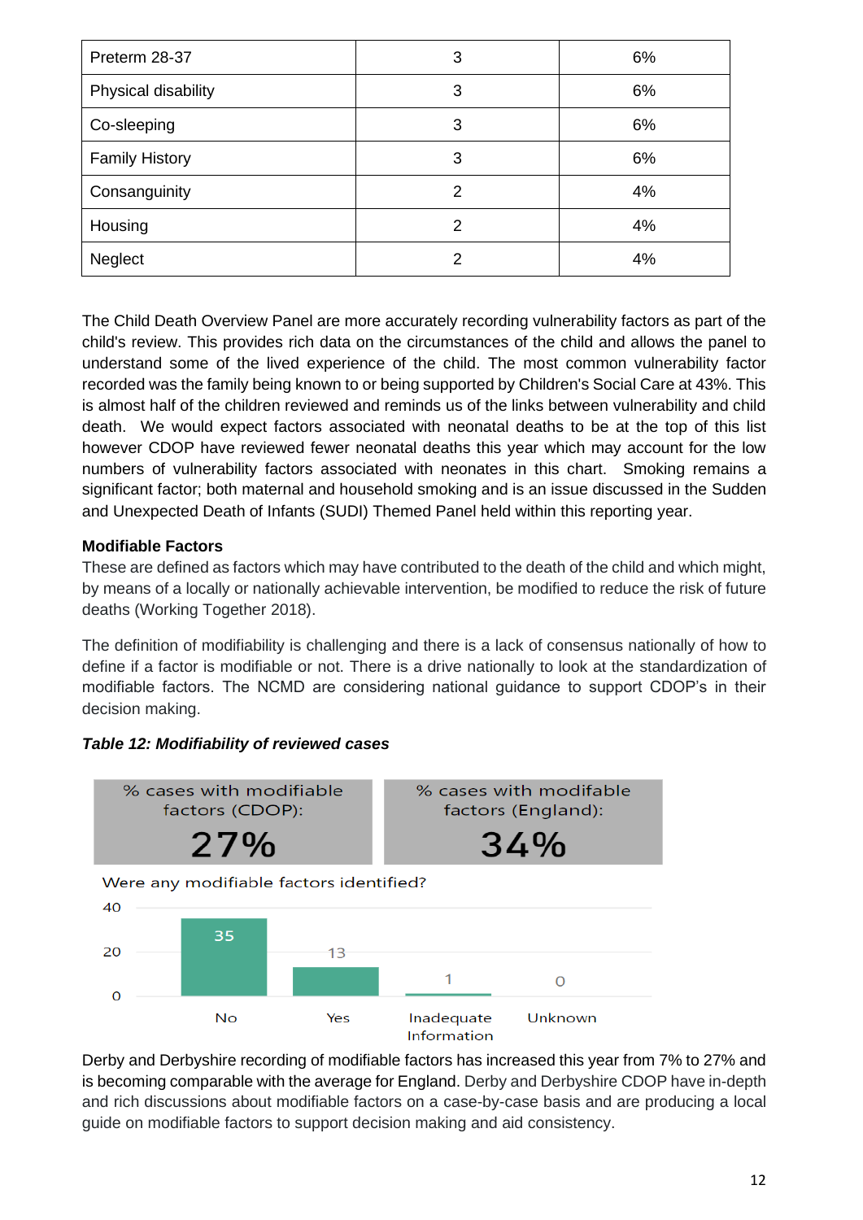| Preterm 28-37 | 3 | 6% |
|---|---|---|
| Physical disability | 3 | 6% |
| Co-sleeping | 3 | 6% |
| Family History | 3 | 6% |
| Consanguinity | 2 | 4% |
| Housing | 2 | 4% |
| Neglect | 2 | 4% |

The Child Death Overview Panel are more accurately recording vulnerability factors as part of the child's review. This provides rich data on the circumstances of the child and allows the panel to understand some of the lived experience of the child. The most common vulnerability factor recorded was the family being known to or being supported by Children's Social Care at 43%. This is almost half of the children reviewed and reminds us of the links between vulnerability and child death. We would expect factors associated with neonatal deaths to be at the top of this list however CDOP have reviewed fewer neonatal deaths this year which may account for the low numbers of vulnerability factors associated with neonates in this chart. Smoking remains a significant factor; both maternal and household smoking and is an issue discussed in the Sudden and Unexpected Death of Infants (SUDI) Themed Panel held within this reporting year.

**Modifiable Factors**

These are defined as factors which may have contributed to the death of the child and which might, by means of a locally or nationally achievable intervention, be modified to reduce the risk of future deaths (Working Together 2018).

The definition of modifiability is challenging and there is a lack of consensus nationally of how to define if a factor is modifiable or not. There is a drive nationally to look at the standardization of modifiable factors. The NCMD are considering national guidance to support CDOP's in their decision making.

***Table 12: Modifiability of reviewed cases***

| % cases with modifiable factors (CDOP): | % cases with modifiable factors (England): |
|---|---|
| 27% | 34% |

Were any modifiable factors identified?

| Response | Count |
|---|---|
| No | 35 |
| Yes | 13 |
| Inadequate Information | 1 |
| Unknown | 0 |

Derby and Derbyshire recording of modifiable factors has increased this year from 7% to 27% and is becoming comparable with the average for England. Derby and Derbyshire CDOP have in-depth and rich discussions about modifiable factors on a case-by-case basis and are producing a local guide on modifiable factors to support decision making and aid consistency.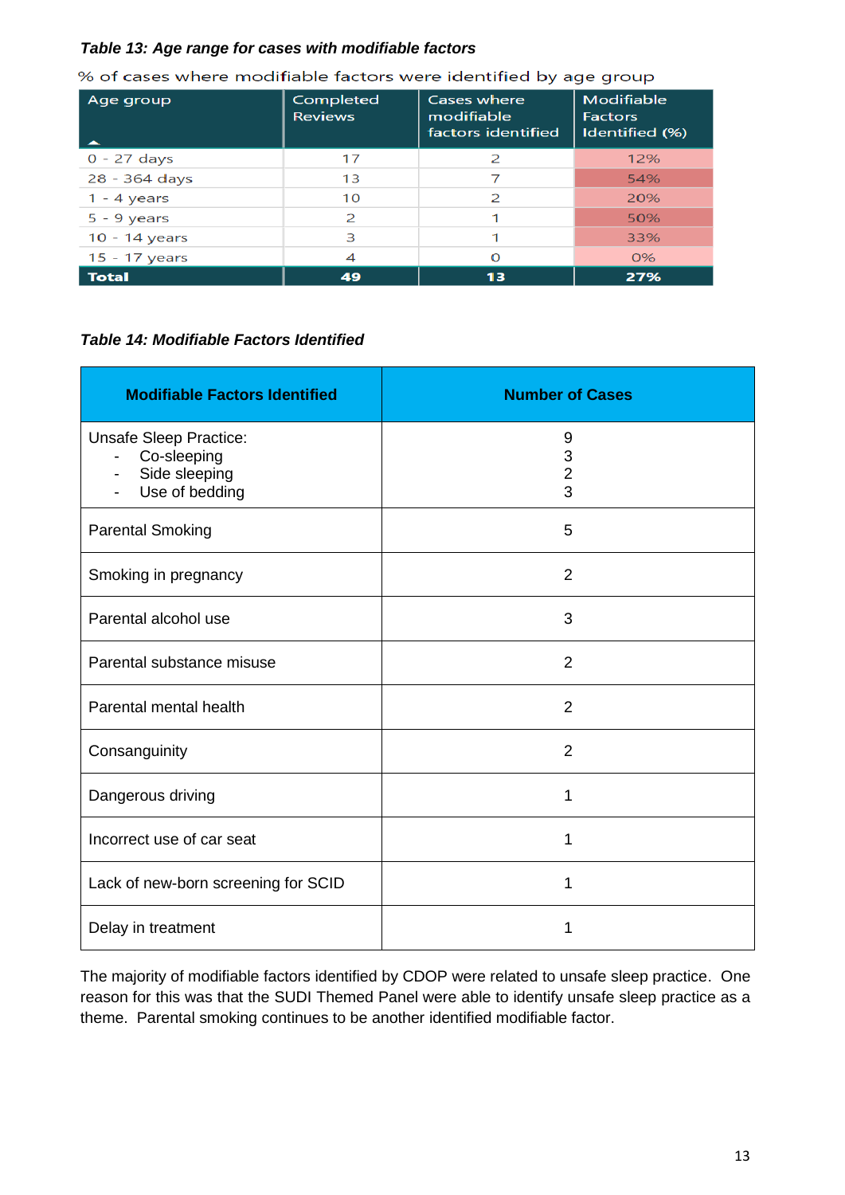***Table 13: Age range for cases with modifiable factors***

% of cases where modifiable factors were identified by age group

| Age group | Completed Reviews | Cases where modifiable factors identified | Modifiable Factors Identified (%) |
|---|---|---|---|
| 0 - 27 days | 17 | 2 | 12% |
| 28 - 364 days | 13 | 7 | 54% |
| 1 - 4 years | 10 | 2 | 20% |
| 5 - 9 years | 2 | 1 | 50% |
| 10 - 14 years | 3 | 1 | 33% |
| 15 - 17 years | 4 | 0 | 0% |
| **Total** | **49** | **13** | **27%** |

***Table 14: Modifiable Factors Identified***

| Modifiable Factors Identified | Number of Cases |
|---|---|
| Unsafe Sleep Practice:<br>- Co-sleeping<br>- Side sleeping<br>- Use of bedding | 9<br>3<br>2<br>3 |
| Parental Smoking | 5 |
| Smoking in pregnancy | 2 |
| Parental alcohol use | 3 |
| Parental substance misuse | 2 |
| Parental mental health | 2 |
| Consanguinity | 2 |
| Dangerous driving | 1 |
| Incorrect use of car seat | 1 |
| Lack of new-born screening for SCID | 1 |
| Delay in treatment | 1 |

The majority of modifiable factors identified by CDOP were related to unsafe sleep practice. One reason for this was that the SUDI Themed Panel were able to identify unsafe sleep practice as a theme. Parental smoking continues to be another identified modifiable factor.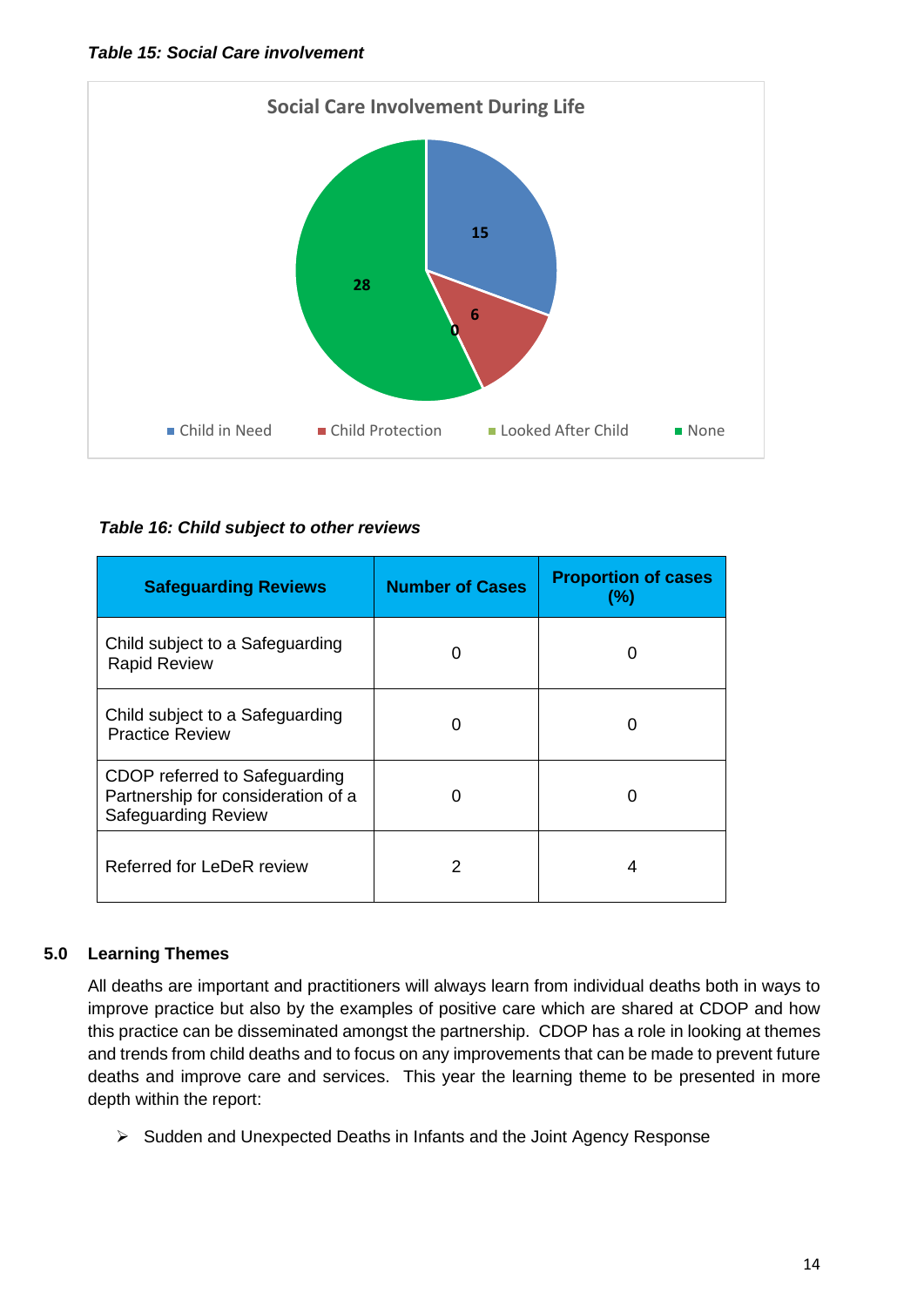***Table 15: Social Care involvement***

**Social Care Involvement During Life**

| Category | Number |
|---|---|
| Child in Need | 15 |
| Child Protection | 6 |
| Looked After Child | 0 |
| None | 28 |

***Table 16: Child subject to other reviews***

| Safeguarding Reviews | Number of Cases | Proportion of cases (%) |
|---|---|---|
| Child subject to a Safeguarding Rapid Review | 0 | 0 |
| Child subject to a Safeguarding Practice Review | 0 | 0 |
| CDOP referred to Safeguarding Partnership for consideration of a Safeguarding Review | 0 | 0 |
| Referred for LeDeR review | 2 | 4 |

## 5.0 Learning Themes

All deaths are important and practitioners will always learn from individual deaths both in ways to improve practice but also by the examples of positive care which are shared at CDOP and how this practice can be disseminated amongst the partnership. CDOP has a role in looking at themes and trends from child deaths and to focus on any improvements that can be made to prevent future deaths and improve care and services. This year the learning theme to be presented in more depth within the report:

- Sudden and Unexpected Deaths in Infants and the Joint Agency Response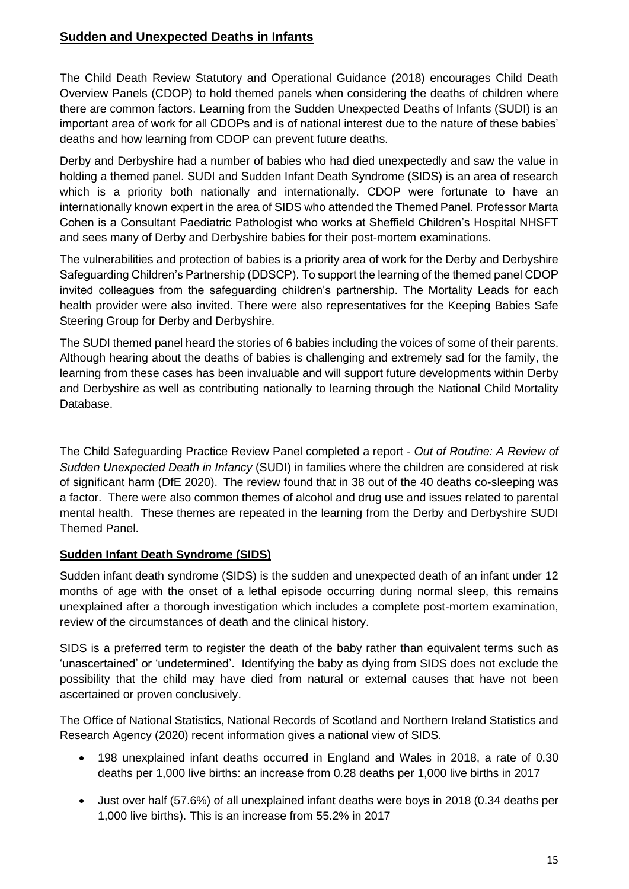## Sudden and Unexpected Deaths in Infants

The Child Death Review Statutory and Operational Guidance (2018) encourages Child Death Overview Panels (CDOP) to hold themed panels when considering the deaths of children where there are common factors. Learning from the Sudden Unexpected Deaths of Infants (SUDI) is an important area of work for all CDOPs and is of national interest due to the nature of these babies' deaths and how learning from CDOP can prevent future deaths.

Derby and Derbyshire had a number of babies who had died unexpectedly and saw the value in holding a themed panel. SUDI and Sudden Infant Death Syndrome (SIDS) is an area of research which is a priority both nationally and internationally. CDOP were fortunate to have an internationally known expert in the area of SIDS who attended the Themed Panel. Professor Marta Cohen is a Consultant Paediatric Pathologist who works at Sheffield Children's Hospital NHSFT and sees many of Derby and Derbyshire babies for their post-mortem examinations.

The vulnerabilities and protection of babies is a priority area of work for the Derby and Derbyshire Safeguarding Children's Partnership (DDSCP). To support the learning of the themed panel CDOP invited colleagues from the safeguarding children's partnership. The Mortality Leads for each health provider were also invited. There were also representatives for the Keeping Babies Safe Steering Group for Derby and Derbyshire.

The SUDI themed panel heard the stories of 6 babies including the voices of some of their parents. Although hearing about the deaths of babies is challenging and extremely sad for the family, the learning from these cases has been invaluable and will support future developments within Derby and Derbyshire as well as contributing nationally to learning through the National Child Mortality Database.

The Child Safeguarding Practice Review Panel completed a report - *Out of Routine: A Review of Sudden Unexpected Death in Infancy* (SUDI) in families where the children are considered at risk of significant harm (DfE 2020). The review found that in 38 out of the 40 deaths co-sleeping was a factor. There were also common themes of alcohol and drug use and issues related to parental mental health. These themes are repeated in the learning from the Derby and Derbyshire SUDI Themed Panel.

### Sudden Infant Death Syndrome (SIDS)

Sudden infant death syndrome (SIDS) is the sudden and unexpected death of an infant under 12 months of age with the onset of a lethal episode occurring during normal sleep, this remains unexplained after a thorough investigation which includes a complete post-mortem examination, review of the circumstances of death and the clinical history.

SIDS is a preferred term to register the death of the baby rather than equivalent terms such as 'unascertained' or 'undetermined'. Identifying the baby as dying from SIDS does not exclude the possibility that the child may have died from natural or external causes that have not been ascertained or proven conclusively.

The Office of National Statistics, National Records of Scotland and Northern Ireland Statistics and Research Agency (2020) recent information gives a national view of SIDS.

- 198 unexplained infant deaths occurred in England and Wales in 2018, a rate of 0.30 deaths per 1,000 live births: an increase from 0.28 deaths per 1,000 live births in 2017
- Just over half (57.6%) of all unexplained infant deaths were boys in 2018 (0.34 deaths per 1,000 live births). This is an increase from 55.2% in 2017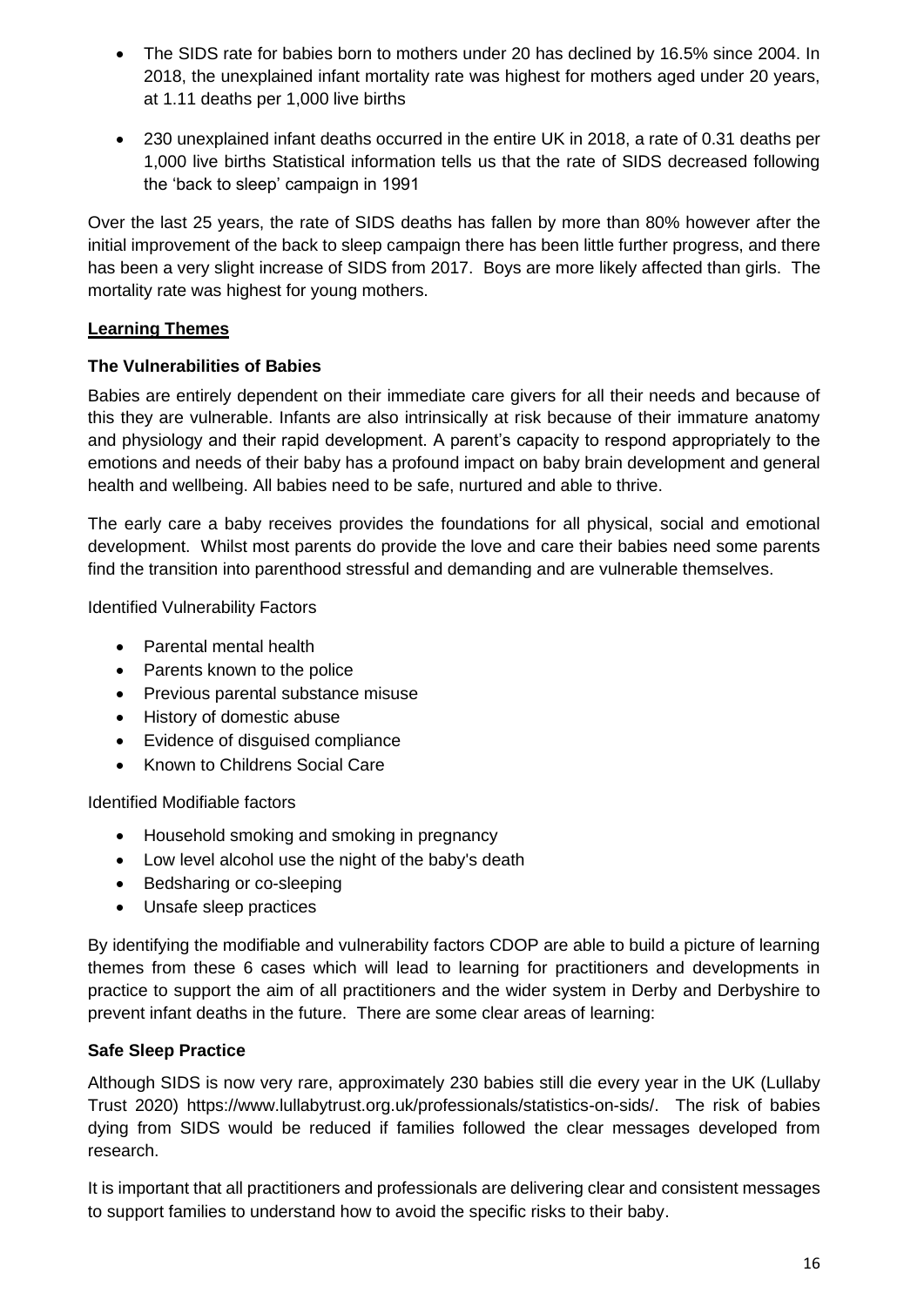- The SIDS rate for babies born to mothers under 20 has declined by 16.5% since 2004. In 2018, the unexplained infant mortality rate was highest for mothers aged under 20 years, at 1.11 deaths per 1,000 live births
- 230 unexplained infant deaths occurred in the entire UK in 2018, a rate of 0.31 deaths per 1,000 live births Statistical information tells us that the rate of SIDS decreased following the 'back to sleep' campaign in 1991

Over the last 25 years, the rate of SIDS deaths has fallen by more than 80% however after the initial improvement of the back to sleep campaign there has been little further progress, and there has been a very slight increase of SIDS from 2017. Boys are more likely affected than girls. The mortality rate was highest for young mothers.

## Learning Themes

### The Vulnerabilities of Babies

Babies are entirely dependent on their immediate care givers for all their needs and because of this they are vulnerable. Infants are also intrinsically at risk because of their immature anatomy and physiology and their rapid development. A parent's capacity to respond appropriately to the emotions and needs of their baby has a profound impact on baby brain development and general health and wellbeing. All babies need to be safe, nurtured and able to thrive.

The early care a baby receives provides the foundations for all physical, social and emotional development. Whilst most parents do provide the love and care their babies need some parents find the transition into parenthood stressful and demanding and are vulnerable themselves.

Identified Vulnerability Factors

- Parental mental health
- Parents known to the police
- Previous parental substance misuse
- History of domestic abuse
- Evidence of disguised compliance
- Known to Childrens Social Care

Identified Modifiable factors

- Household smoking and smoking in pregnancy
- Low level alcohol use the night of the baby's death
- Bedsharing or co-sleeping
- Unsafe sleep practices

By identifying the modifiable and vulnerability factors CDOP are able to build a picture of learning themes from these 6 cases which will lead to learning for practitioners and developments in practice to support the aim of all practitioners and the wider system in Derby and Derbyshire to prevent infant deaths in the future. There are some clear areas of learning:

### Safe Sleep Practice

Although SIDS is now very rare, approximately 230 babies still die every year in the UK (Lullaby Trust 2020) https://www.lullabytrust.org.uk/professionals/statistics-on-sids/. The risk of babies dying from SIDS would be reduced if families followed the clear messages developed from research.

It is important that all practitioners and professionals are delivering clear and consistent messages to support families to understand how to avoid the specific risks to their baby.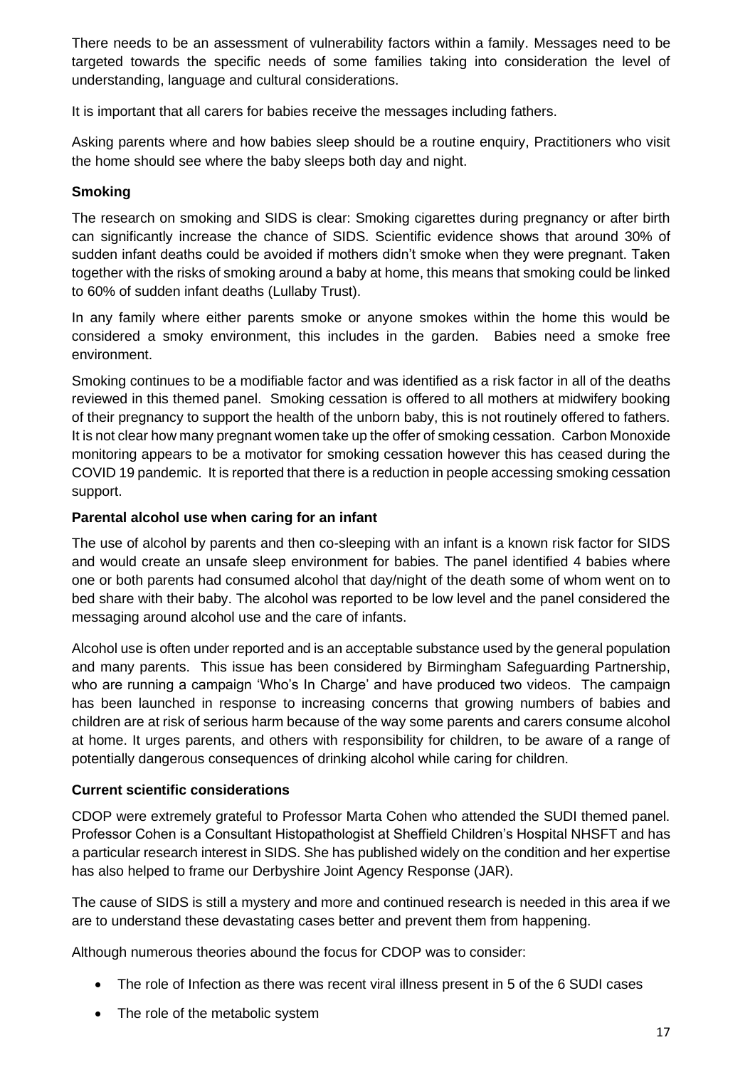There needs to be an assessment of vulnerability factors within a family. Messages need to be targeted towards the specific needs of some families taking into consideration the level of understanding, language and cultural considerations.

It is important that all carers for babies receive the messages including fathers.

Asking parents where and how babies sleep should be a routine enquiry, Practitioners who visit the home should see where the baby sleeps both day and night.

**Smoking**

The research on smoking and SIDS is clear: Smoking cigarettes during pregnancy or after birth can significantly increase the chance of SIDS. Scientific evidence shows that around 30% of sudden infant deaths could be avoided if mothers didn't smoke when they were pregnant. Taken together with the risks of smoking around a baby at home, this means that smoking could be linked to 60% of sudden infant deaths (Lullaby Trust).

In any family where either parents smoke or anyone smokes within the home this would be considered a smoky environment, this includes in the garden. Babies need a smoke free environment.

Smoking continues to be a modifiable factor and was identified as a risk factor in all of the deaths reviewed in this themed panel. Smoking cessation is offered to all mothers at midwifery booking of their pregnancy to support the health of the unborn baby, this is not routinely offered to fathers. It is not clear how many pregnant women take up the offer of smoking cessation. Carbon Monoxide monitoring appears to be a motivator for smoking cessation however this has ceased during the COVID 19 pandemic. It is reported that there is a reduction in people accessing smoking cessation support.

**Parental alcohol use when caring for an infant**

The use of alcohol by parents and then co-sleeping with an infant is a known risk factor for SIDS and would create an unsafe sleep environment for babies. The panel identified 4 babies where one or both parents had consumed alcohol that day/night of the death some of whom went on to bed share with their baby. The alcohol was reported to be low level and the panel considered the messaging around alcohol use and the care of infants.

Alcohol use is often under reported and is an acceptable substance used by the general population and many parents. This issue has been considered by Birmingham Safeguarding Partnership, who are running a campaign 'Who's In Charge' and have produced two videos. The campaign has been launched in response to increasing concerns that growing numbers of babies and children are at risk of serious harm because of the way some parents and carers consume alcohol at home. It urges parents, and others with responsibility for children, to be aware of a range of potentially dangerous consequences of drinking alcohol while caring for children.

**Current scientific considerations**

CDOP were extremely grateful to Professor Marta Cohen who attended the SUDI themed panel. Professor Cohen is a Consultant Histopathologist at Sheffield Children's Hospital NHSFT and has a particular research interest in SIDS. She has published widely on the condition and her expertise has also helped to frame our Derbyshire Joint Agency Response (JAR).

The cause of SIDS is still a mystery and more and continued research is needed in this area if we are to understand these devastating cases better and prevent them from happening.

Although numerous theories abound the focus for CDOP was to consider:

- The role of Infection as there was recent viral illness present in 5 of the 6 SUDI cases
- The role of the metabolic system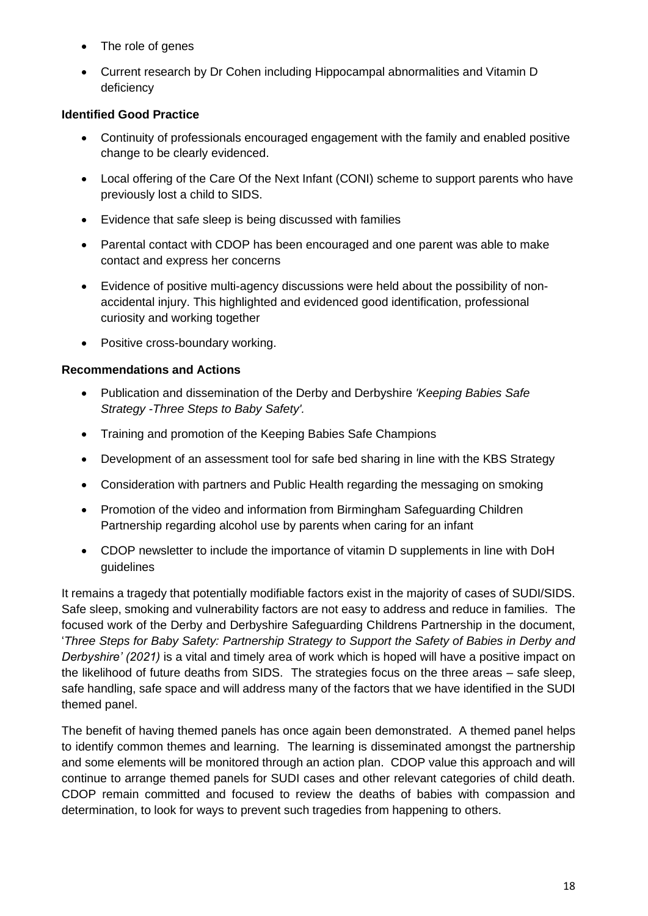- The role of genes
- Current research by Dr Cohen including Hippocampal abnormalities and Vitamin D deficiency

**Identified Good Practice**

- Continuity of professionals encouraged engagement with the family and enabled positive change to be clearly evidenced.
- Local offering of the Care Of the Next Infant (CONI) scheme to support parents who have previously lost a child to SIDS.
- Evidence that safe sleep is being discussed with families
- Parental contact with CDOP has been encouraged and one parent was able to make contact and express her concerns
- Evidence of positive multi-agency discussions were held about the possibility of non-accidental injury. This highlighted and evidenced good identification, professional curiosity and working together
- Positive cross-boundary working.

**Recommendations and Actions**

- Publication and dissemination of the Derby and Derbyshire *'Keeping Babies Safe Strategy -Three Steps to Baby Safety'.*
- Training and promotion of the Keeping Babies Safe Champions
- Development of an assessment tool for safe bed sharing in line with the KBS Strategy
- Consideration with partners and Public Health regarding the messaging on smoking
- Promotion of the video and information from Birmingham Safeguarding Children Partnership regarding alcohol use by parents when caring for an infant
- CDOP newsletter to include the importance of vitamin D supplements in line with DoH guidelines

It remains a tragedy that potentially modifiable factors exist in the majority of cases of SUDI/SIDS. Safe sleep, smoking and vulnerability factors are not easy to address and reduce in families. The focused work of the Derby and Derbyshire Safeguarding Childrens Partnership in the document, '*Three Steps for Baby Safety: Partnership Strategy to Support the Safety of Babies in Derby and Derbyshire' (2021)* is a vital and timely area of work which is hoped will have a positive impact on the likelihood of future deaths from SIDS. The strategies focus on the three areas – safe sleep, safe handling, safe space and will address many of the factors that we have identified in the SUDI themed panel.

The benefit of having themed panels has once again been demonstrated. A themed panel helps to identify common themes and learning. The learning is disseminated amongst the partnership and some elements will be monitored through an action plan. CDOP value this approach and will continue to arrange themed panels for SUDI cases and other relevant categories of child death. CDOP remain committed and focused to review the deaths of babies with compassion and determination, to look for ways to prevent such tragedies from happening to others.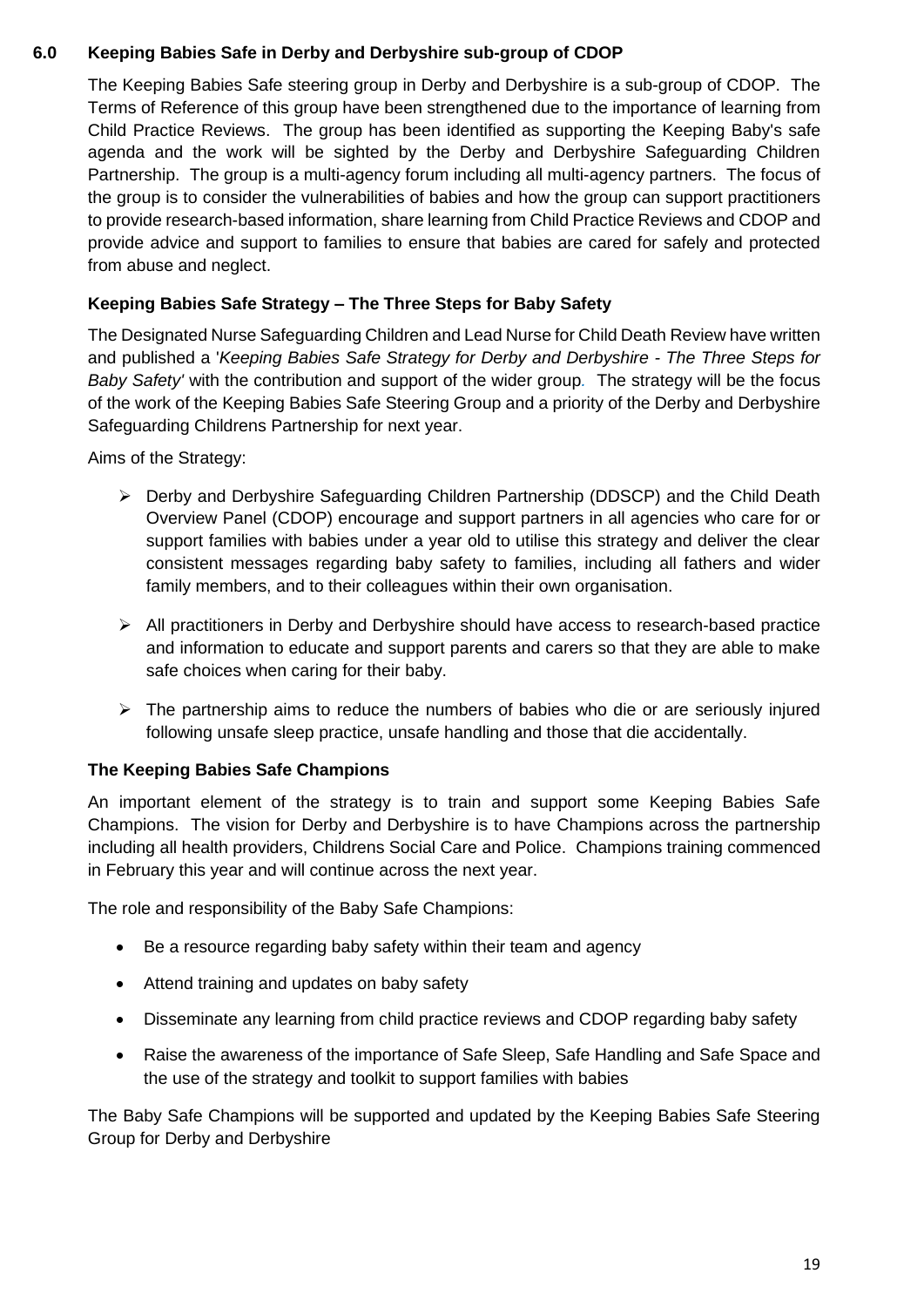## 6.0 Keeping Babies Safe in Derby and Derbyshire sub-group of CDOP

The Keeping Babies Safe steering group in Derby and Derbyshire is a sub-group of CDOP. The Terms of Reference of this group have been strengthened due to the importance of learning from Child Practice Reviews. The group has been identified as supporting the Keeping Baby's safe agenda and the work will be sighted by the Derby and Derbyshire Safeguarding Children Partnership. The group is a multi-agency forum including all multi-agency partners. The focus of the group is to consider the vulnerabilities of babies and how the group can support practitioners to provide research-based information, share learning from Child Practice Reviews and CDOP and provide advice and support to families to ensure that babies are cared for safely and protected from abuse and neglect.

### Keeping Babies Safe Strategy – The Three Steps for Baby Safety

The Designated Nurse Safeguarding Children and Lead Nurse for Child Death Review have written and published a '*Keeping Babies Safe Strategy for Derby and Derbyshire - The Three Steps for Baby Safety'* with the contribution and support of the wider group. The strategy will be the focus of the work of the Keeping Babies Safe Steering Group and a priority of the Derby and Derbyshire Safeguarding Childrens Partnership for next year.

Aims of the Strategy:

- Derby and Derbyshire Safeguarding Children Partnership (DDSCP) and the Child Death Overview Panel (CDOP) encourage and support partners in all agencies who care for or support families with babies under a year old to utilise this strategy and deliver the clear consistent messages regarding baby safety to families, including all fathers and wider family members, and to their colleagues within their own organisation.
- All practitioners in Derby and Derbyshire should have access to research-based practice and information to educate and support parents and carers so that they are able to make safe choices when caring for their baby.
- The partnership aims to reduce the numbers of babies who die or are seriously injured following unsafe sleep practice, unsafe handling and those that die accidentally.

### The Keeping Babies Safe Champions

An important element of the strategy is to train and support some Keeping Babies Safe Champions. The vision for Derby and Derbyshire is to have Champions across the partnership including all health providers, Childrens Social Care and Police. Champions training commenced in February this year and will continue across the next year.

The role and responsibility of the Baby Safe Champions:

- Be a resource regarding baby safety within their team and agency
- Attend training and updates on baby safety
- Disseminate any learning from child practice reviews and CDOP regarding baby safety
- Raise the awareness of the importance of Safe Sleep, Safe Handling and Safe Space and the use of the strategy and toolkit to support families with babies

The Baby Safe Champions will be supported and updated by the Keeping Babies Safe Steering Group for Derby and Derbyshire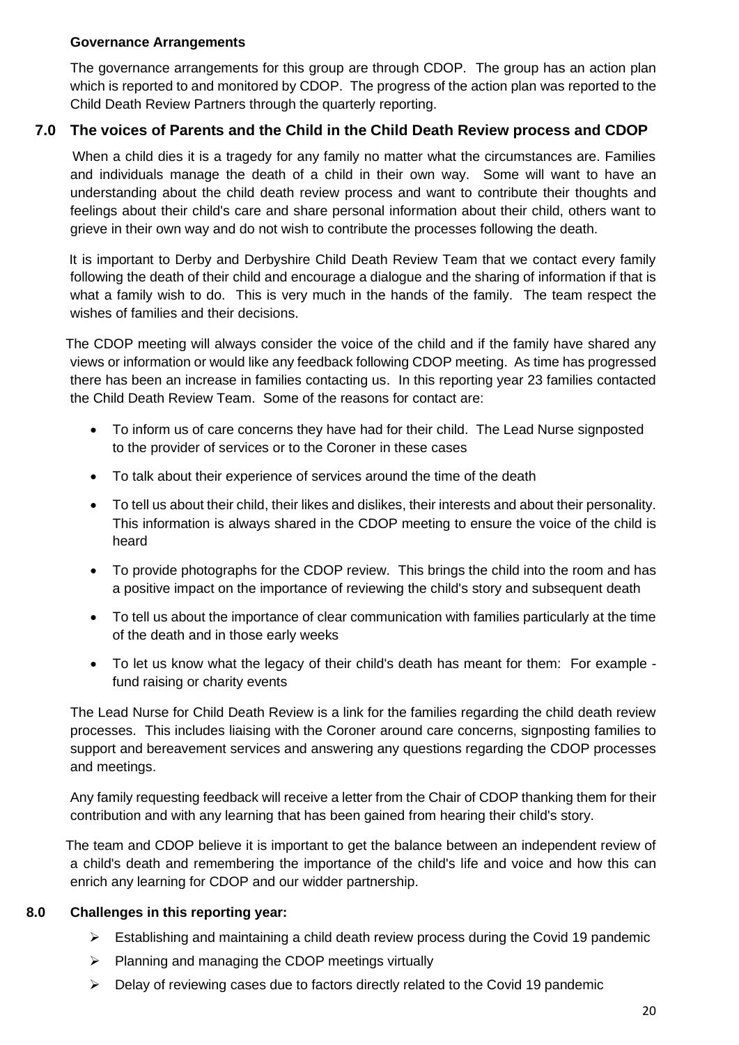**Governance Arrangements**

The governance arrangements for this group are through CDOP. The group has an action plan which is reported to and monitored by CDOP. The progress of the action plan was reported to the Child Death Review Partners through the quarterly reporting.

## 7.0 The voices of Parents and the Child in the Child Death Review process and CDOP

When a child dies it is a tragedy for any family no matter what the circumstances are. Families and individuals manage the death of a child in their own way. Some will want to have an understanding about the child death review process and want to contribute their thoughts and feelings about their child's care and share personal information about their child, others want to grieve in their own way and do not wish to contribute the processes following the death.

It is important to Derby and Derbyshire Child Death Review Team that we contact every family following the death of their child and encourage a dialogue and the sharing of information if that is what a family wish to do. This is very much in the hands of the family. The team respect the wishes of families and their decisions.

The CDOP meeting will always consider the voice of the child and if the family have shared any views or information or would like any feedback following CDOP meeting. As time has progressed there has been an increase in families contacting us. In this reporting year 23 families contacted the Child Death Review Team. Some of the reasons for contact are:

- To inform us of care concerns they have had for their child. The Lead Nurse signposted to the provider of services or to the Coroner in these cases
- To talk about their experience of services around the time of the death
- To tell us about their child, their likes and dislikes, their interests and about their personality. This information is always shared in the CDOP meeting to ensure the voice of the child is heard
- To provide photographs for the CDOP review. This brings the child into the room and has a positive impact on the importance of reviewing the child's story and subsequent death
- To tell us about the importance of clear communication with families particularly at the time of the death and in those early weeks
- To let us know what the legacy of their child's death has meant for them: For example - fund raising or charity events

The Lead Nurse for Child Death Review is a link for the families regarding the child death review processes. This includes liaising with the Coroner around care concerns, signposting families to support and bereavement services and answering any questions regarding the CDOP processes and meetings.

Any family requesting feedback will receive a letter from the Chair of CDOP thanking them for their contribution and with any learning that has been gained from hearing their child's story.

The team and CDOP believe it is important to get the balance between an independent review of a child's death and remembering the importance of the child's life and voice and how this can enrich any learning for CDOP and our widder partnership.

## 8.0 Challenges in this reporting year:

- Establishing and maintaining a child death review process during the Covid 19 pandemic
- Planning and managing the CDOP meetings virtually
- Delay of reviewing cases due to factors directly related to the Covid 19 pandemic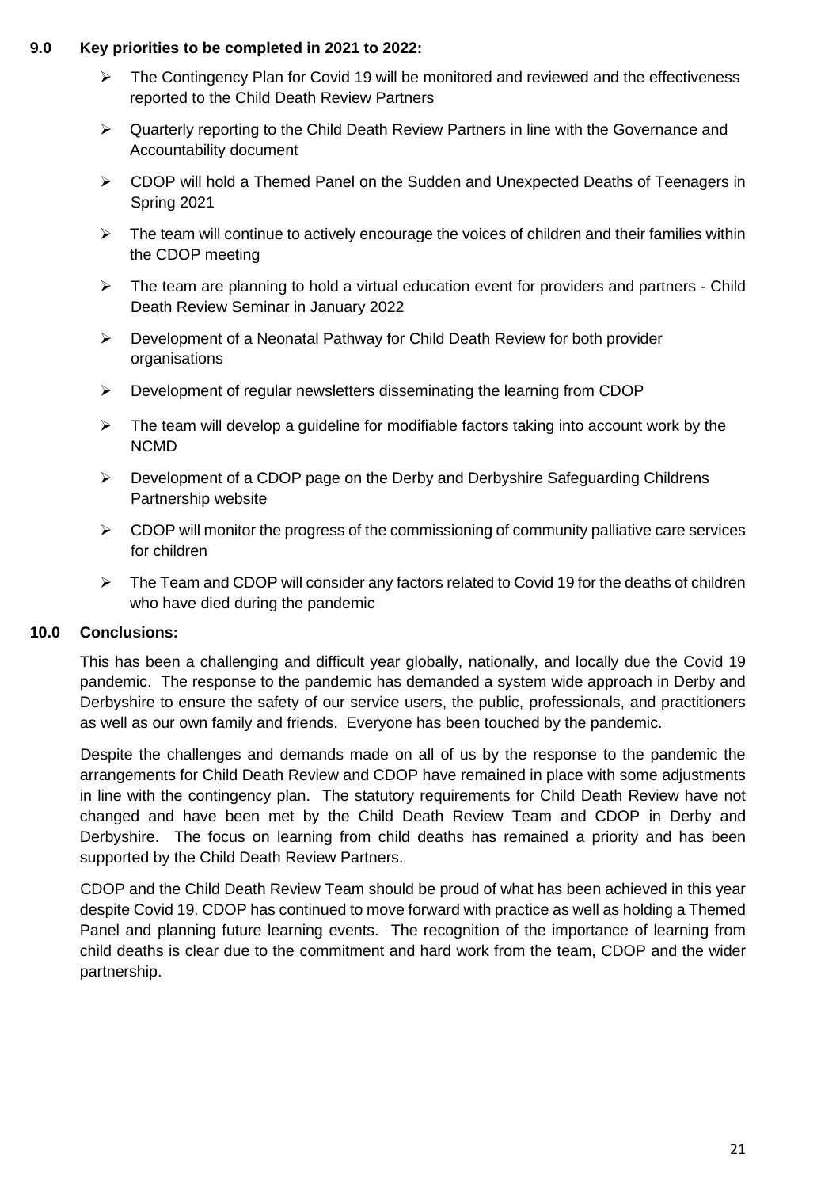## 9.0 Key priorities to be completed in 2021 to 2022:

- The Contingency Plan for Covid 19 will be monitored and reviewed and the effectiveness reported to the Child Death Review Partners
- Quarterly reporting to the Child Death Review Partners in line with the Governance and Accountability document
- CDOP will hold a Themed Panel on the Sudden and Unexpected Deaths of Teenagers in Spring 2021
- The team will continue to actively encourage the voices of children and their families within the CDOP meeting
- The team are planning to hold a virtual education event for providers and partners - Child Death Review Seminar in January 2022
- Development of a Neonatal Pathway for Child Death Review for both provider organisations
- Development of regular newsletters disseminating the learning from CDOP
- The team will develop a guideline for modifiable factors taking into account work by the NCMD
- Development of a CDOP page on the Derby and Derbyshire Safeguarding Childrens Partnership website
- CDOP will monitor the progress of the commissioning of community palliative care services for children
- The Team and CDOP will consider any factors related to Covid 19 for the deaths of children who have died during the pandemic

## 10.0 Conclusions:

This has been a challenging and difficult year globally, nationally, and locally due the Covid 19 pandemic. The response to the pandemic has demanded a system wide approach in Derby and Derbyshire to ensure the safety of our service users, the public, professionals, and practitioners as well as our own family and friends. Everyone has been touched by the pandemic.

Despite the challenges and demands made on all of us by the response to the pandemic the arrangements for Child Death Review and CDOP have remained in place with some adjustments in line with the contingency plan. The statutory requirements for Child Death Review have not changed and have been met by the Child Death Review Team and CDOP in Derby and Derbyshire. The focus on learning from child deaths has remained a priority and has been supported by the Child Death Review Partners.

CDOP and the Child Death Review Team should be proud of what has been achieved in this year despite Covid 19. CDOP has continued to move forward with practice as well as holding a Themed Panel and planning future learning events. The recognition of the importance of learning from child deaths is clear due to the commitment and hard work from the team, CDOP and the wider partnership.